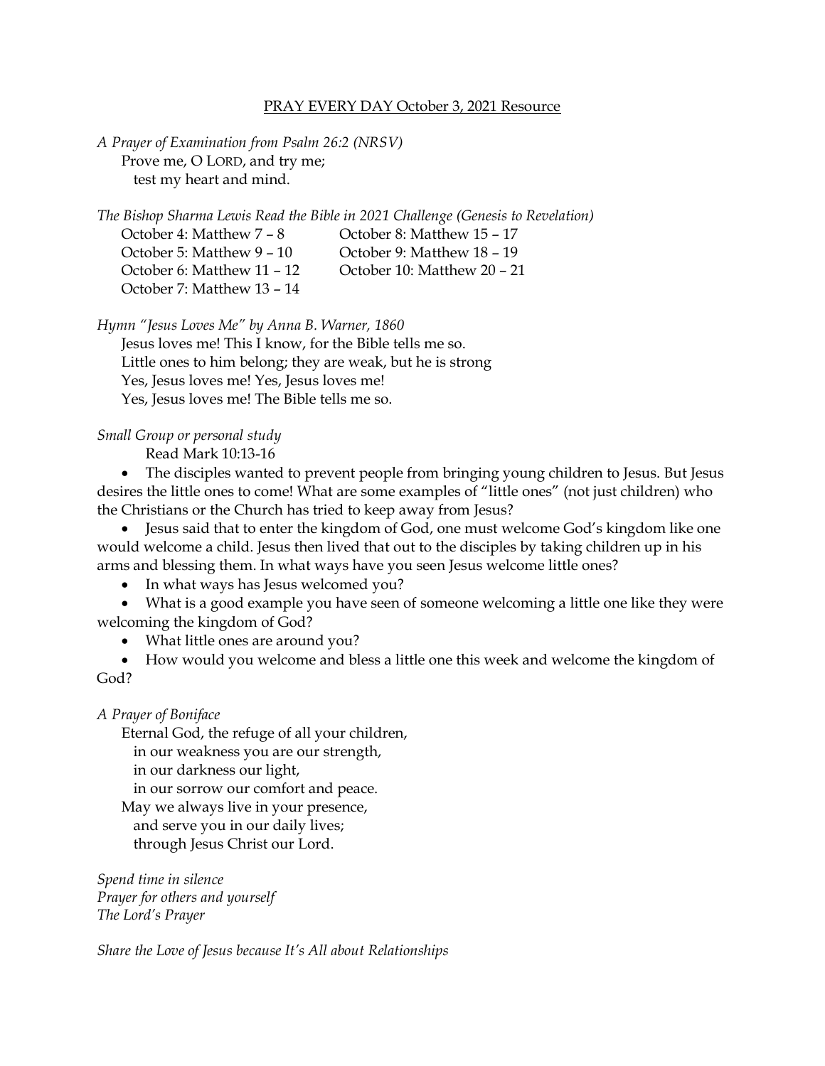PRAY EVERY DAY October 3, 2021 Resource

*A Prayer of Examination from Psalm 26:2 (NRSV)*

Prove me, O LORD, and try me;  
test my heart and mind.

*The Bishop Sharma Lewis Read the Bible in 2021 Challenge (Genesis to Revelation)*

October 4: Matthew 7 – 8  
October 5: Matthew 9 – 10  
October 6: Matthew 11 – 12  
October 7: Matthew 13 – 14  
October 8: Matthew 15 – 17  
October 9: Matthew 18 – 19  
October 10: Matthew 20 – 21

*Hymn "Jesus Loves Me" by Anna B. Warner, 1860*

Jesus loves me! This I know, for the Bible tells me so.  
Little ones to him belong; they are weak, but he is strong  
Yes, Jesus loves me! Yes, Jesus loves me!  
Yes, Jesus loves me! The Bible tells me so.

*Small Group or personal study*

Read Mark 10:13-16

- The disciples wanted to prevent people from bringing young children to Jesus. But Jesus desires the little ones to come! What are some examples of "little ones" (not just children) who the Christians or the Church has tried to keep away from Jesus?
- Jesus said that to enter the kingdom of God, one must welcome God's kingdom like one would welcome a child. Jesus then lived that out to the disciples by taking children up in his arms and blessing them. In what ways have you seen Jesus welcome little ones?
- In what ways has Jesus welcomed you?
- What is a good example you have seen of someone welcoming a little one like they were welcoming the kingdom of God?
- What little ones are around you?
- How would you welcome and bless a little one this week and welcome the kingdom of God?

*A Prayer of Boniface*

Eternal God, the refuge of all your children,  
in our weakness you are our strength,  
in our darkness our light,  
in our sorrow our comfort and peace.  
May we always live in your presence,  
and serve you in our daily lives;  
through Jesus Christ our Lord.

*Spend time in silence*  
*Prayer for others and yourself*  
*The Lord's Prayer*

*Share the Love of Jesus because It's All about Relationships*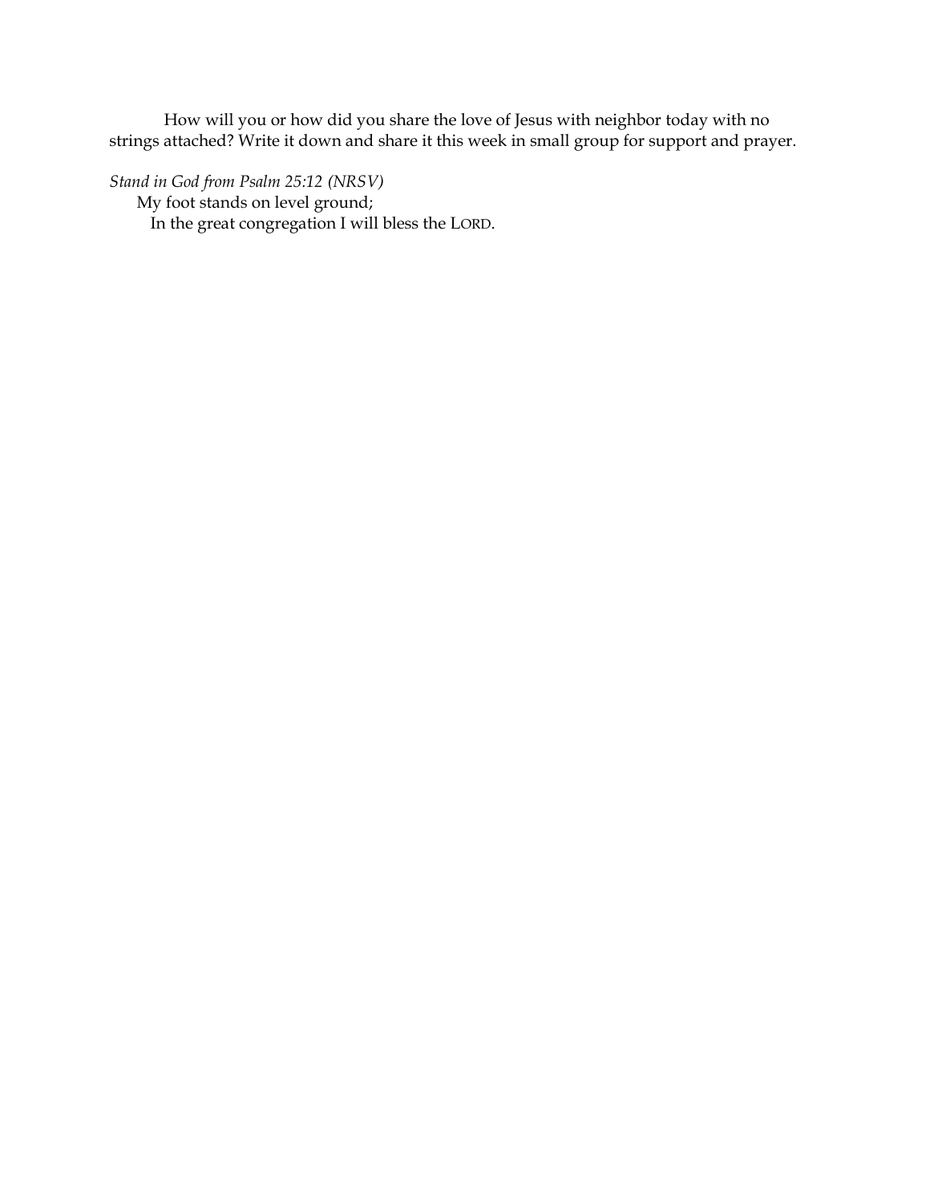How will you or how did you share the love of Jesus with neighbor today with no strings attached? Write it down and share it this week in small group for support and prayer.

*Stand in God from Psalm 25:12 (NRSV)*

My foot stands on level ground;
In the great congregation I will bless the LORD.